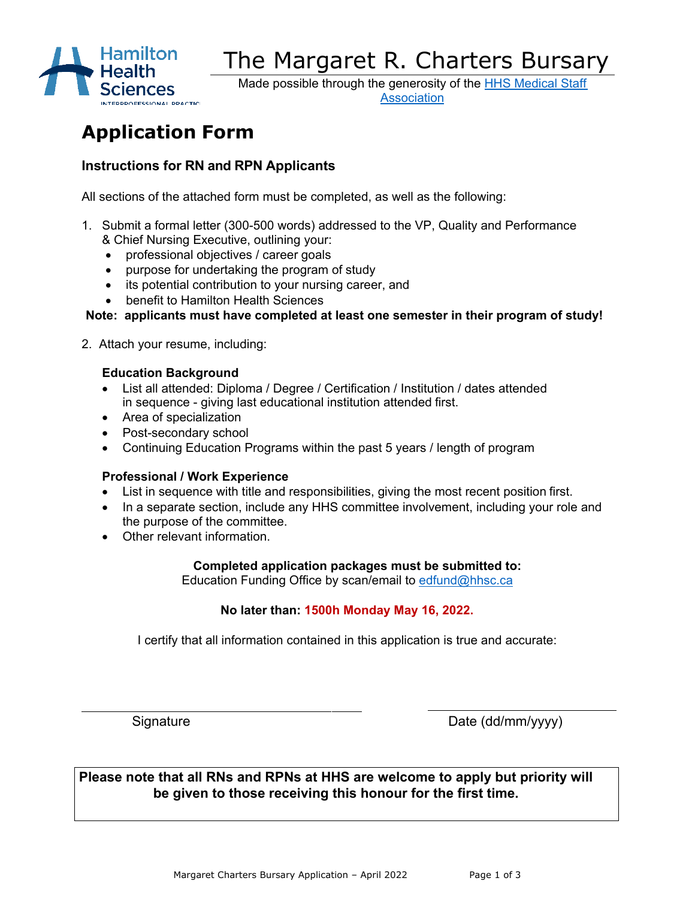Hamilton Health Sciences

# The Margaret R. Charters Bursary

Made possible through the generosity of the HHS Medical Staff Association

## Application Form

### Instructions for RN and RPN Applicants

All sections of the attached form must be completed, as well as the following:

1. Submit a formal letter (300-500 words) addressed to the VP, Quality and Performance & Chief Nursing Executive, outlining your:
   - professional objectives / career goals
   - purpose for undertaking the program of study
   - its potential contribution to your nursing career, and
   - benefit to Hamilton Health Sciences

**Note: applicants must have completed at least one semester in their program of study!**

2. Attach your resume, including:

   **Education Background**
   - List all attended: Diploma / Degree / Certification / Institution / dates attended in sequence - giving last educational institution attended first.
   - Area of specialization
   - Post-secondary school
   - Continuing Education Programs within the past 5 years / length of program

   **Professional / Work Experience**
   - List in sequence with title and responsibilities, giving the most recent position first.
   - In a separate section, include any HHS committee involvement, including your role and the purpose of the committee.
   - Other relevant information.

**Completed application packages must be submitted to:**
Education Funding Office by scan/email to edfund@hhsc.ca

**No later than: 1500h Monday May 16, 2022.**

I certify that all information contained in this application is true and accurate:

______________________________ Signature

______________________________ Date (dd/mm/yyyy)

**Please note that all RNs and RPNs at HHS are welcome to apply but priority will be given to those receiving this honour for the first time.**

Margaret Charters Bursary Application – April 2022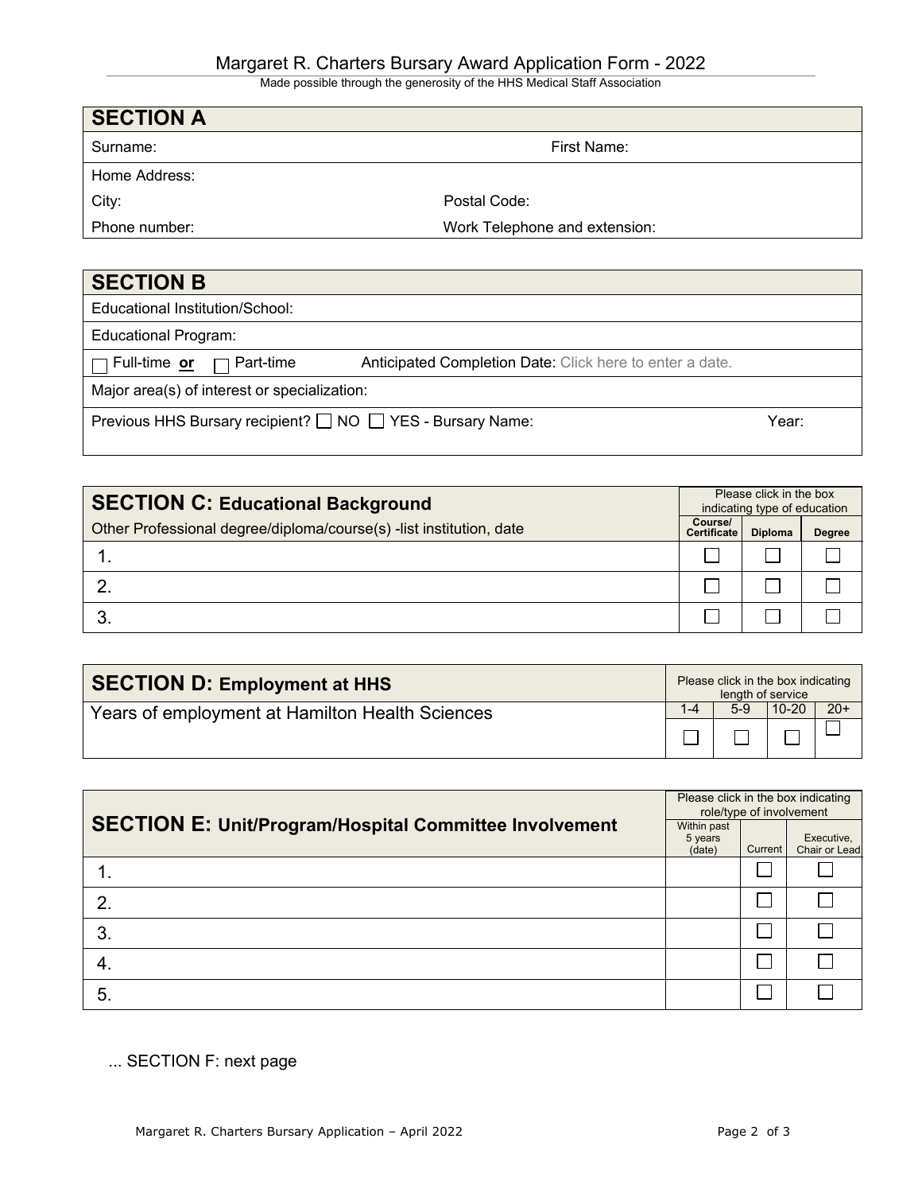# Margaret R. Charters Bursary Award Application Form - 2022

Made possible through the generosity of the HHS Medical Staff Association

| SECTION A | |
|---|---|
| Surname: | First Name: |
| Home Address: | |
| City: | Postal Code: |
| Phone number: | Work Telephone and extension: |

| SECTION B |
|---|
| Educational Institution/School: |
| Educational Program: |
| ☐ Full-time **or** ☐ Part-time     Anticipated Completion Date: Click here to enter a date. |
| Major area(s) of interest or specialization: |
| Previous HHS Bursary recipient? ☐ NO ☐ YES - Bursary Name:     Year: |

| **SECTION C: Educational Background** | Please click in the box indicating type of education | | |
|---|---|---|---|
| Other Professional degree/diploma/course(s) -list institution, date | Course/ Certificate | Diploma | Degree |
| 1. | ☐ | ☐ | ☐ |
| 2. | ☐ | ☐ | ☐ |
| 3. | ☐ | ☐ | ☐ |

| **SECTION D: Employment at HHS** | Please click in the box indicating length of service | | | |
|---|---|---|---|---|
| Years of employment at Hamilton Health Sciences | 1-4 | 5-9 | 10-20 | 20+ |
| | ☐ | ☐ | ☐ | ☐ |

| **SECTION E: Unit/Program/Hospital Committee Involvement** | Please click in the box indicating role/type of involvement | | |
|---|---|---|---|
| | Within past 5 years (date) | Current | Executive, Chair or Lead |
| 1. | | ☐ | ☐ |
| 2. | | ☐ | ☐ |
| 3. | | ☐ | ☐ |
| 4. | | ☐ | ☐ |
| 5. | | ☐ | ☐ |

... SECTION F: next page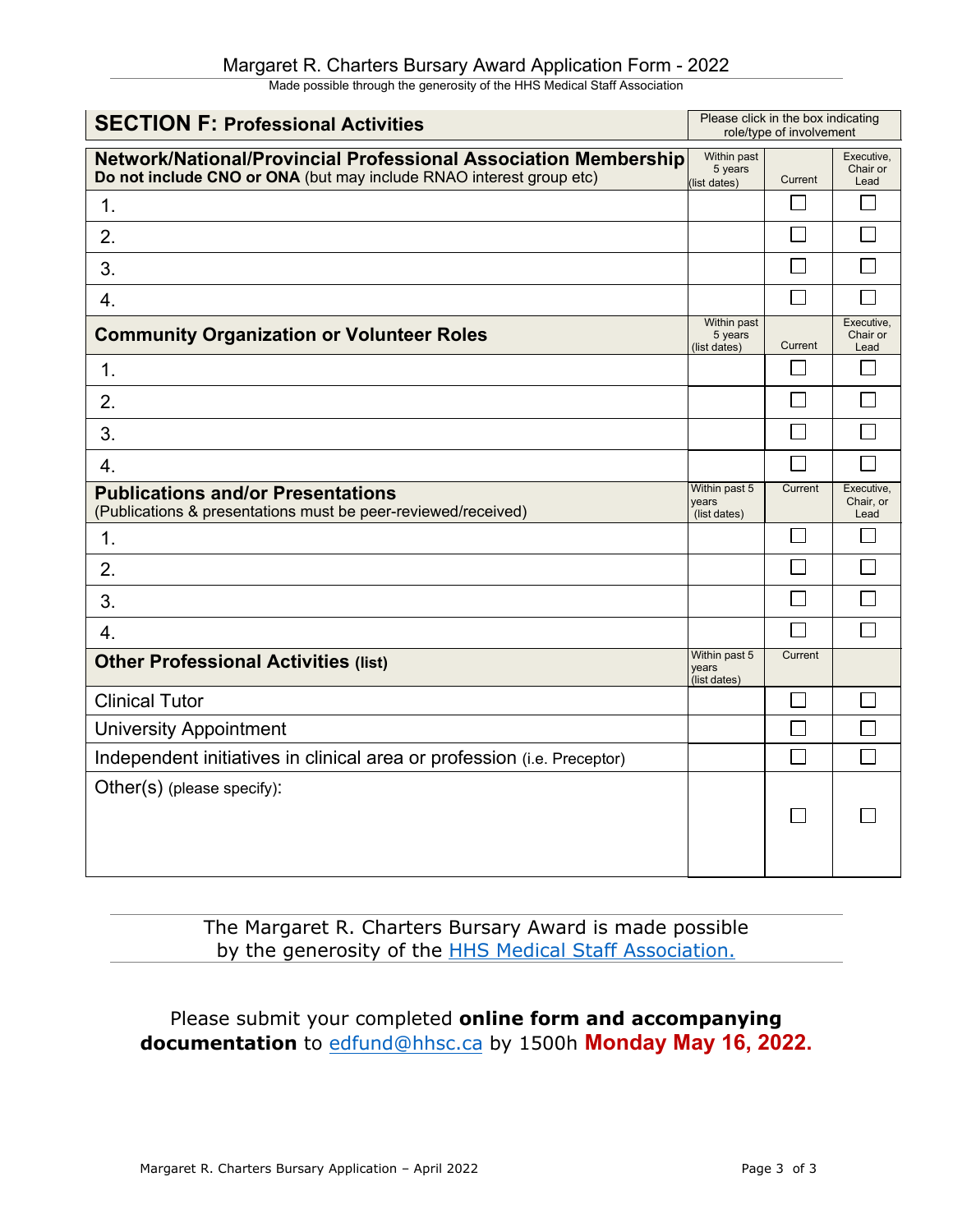Margaret R. Charters Bursary Award Application Form - 2022

Made possible through the generosity of the HHS Medical Staff Association

## SECTION F: Professional Activities

Please click in the box indicating role/type of involvement

| **Network/National/Provincial Professional Association Membership** **Do not include CNO or ONA** (but may include RNAO interest group etc) | Within past 5 years (list dates) | Current | Executive, Chair or Lead |
|---|---|---|---|
| 1. | | ☐ | ☐ |
| 2. | | ☐ | ☐ |
| 3. | | ☐ | ☐ |
| 4. | | ☐ | ☐ |
| **Community Organization or Volunteer Roles** | Within past 5 years (list dates) | Current | Executive, Chair or Lead |
| 1. | | ☐ | ☐ |
| 2. | | ☐ | ☐ |
| 3. | | ☐ | ☐ |
| 4. | | ☐ | ☐ |
| **Publications and/or Presentations** (Publications & presentations must be peer-reviewed/received) | Within past 5 years (list dates) | Current | Executive, Chair, or Lead |
| 1. | | ☐ | ☐ |
| 2. | | ☐ | ☐ |
| 3. | | ☐ | ☐ |
| 4. | | ☐ | ☐ |
| **Other Professional Activities (list)** | Within past 5 years (list dates) | Current | |
| Clinical Tutor | | ☐ | ☐ |
| University Appointment | | ☐ | ☐ |
| Independent initiatives in clinical area or profession (i.e. Preceptor) | | ☐ | ☐ |
| Other(s) (please specify): | | ☐ | ☐ |

The Margaret R. Charters Bursary Award is made possible by the generosity of the HHS Medical Staff Association.

Please submit your completed **online form and accompanying documentation** to edfund@hhsc.ca by 1500h **Monday May 16, 2022.**

Margaret R. Charters Bursary Application – April 2022